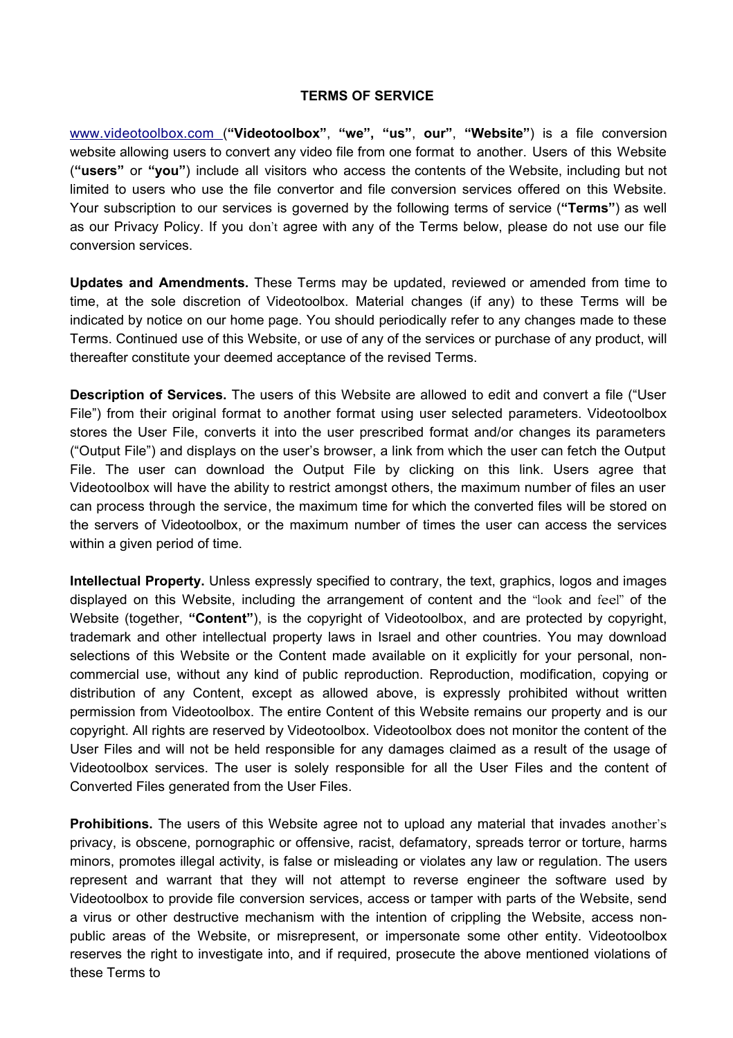# TERMS OF SERVICE

www.videotoolbox.com (**"Videotoolbox"**, **"we", "us"**, **our"**, **"Website"**) is a file conversion website allowing users to convert any video file from one format to another. Users of this Website (**"users"** or **"you"**) include all visitors who access the contents of the Website, including but not limited to users who use the file convertor and file conversion services offered on this Website. Your subscription to our services is governed by the following terms of service (**"Terms"**) as well as our Privacy Policy. If you don't agree with any of the Terms below, please do not use our file conversion services.

**Updates and Amendments.** These Terms may be updated, reviewed or amended from time to time, at the sole discretion of Videotoolbox. Material changes (if any) to these Terms will be indicated by notice on our home page. You should periodically refer to any changes made to these Terms. Continued use of this Website, or use of any of the services or purchase of any product, will thereafter constitute your deemed acceptance of the revised Terms.

**Description of Services.** The users of this Website are allowed to edit and convert a file ("User File") from their original format to another format using user selected parameters. Videotoolbox stores the User File, converts it into the user prescribed format and/or changes its parameters ("Output File") and displays on the user's browser, a link from which the user can fetch the Output File. The user can download the Output File by clicking on this link. Users agree that Videotoolbox will have the ability to restrict amongst others, the maximum number of files an user can process through the service, the maximum time for which the converted files will be stored on the servers of Videotoolbox, or the maximum number of times the user can access the services within a given period of time.

**Intellectual Property.** Unless expressly specified to contrary, the text, graphics, logos and images displayed on this Website, including the arrangement of content and the "look and feel" of the Website (together, **"Content"**), is the copyright of Videotoolbox, and are protected by copyright, trademark and other intellectual property laws in Israel and other countries. You may download selections of this Website or the Content made available on it explicitly for your personal, non-commercial use, without any kind of public reproduction. Reproduction, modification, copying or distribution of any Content, except as allowed above, is expressly prohibited without written permission from Videotoolbox. The entire Content of this Website remains our property and is our copyright. All rights are reserved by Videotoolbox. Videotoolbox does not monitor the content of the User Files and will not be held responsible for any damages claimed as a result of the usage of Videotoolbox services. The user is solely responsible for all the User Files and the content of Converted Files generated from the User Files.

**Prohibitions.** The users of this Website agree not to upload any material that invades another's privacy, is obscene, pornographic or offensive, racist, defamatory, spreads terror or torture, harms minors, promotes illegal activity, is false or misleading or violates any law or regulation. The users represent and warrant that they will not attempt to reverse engineer the software used by Videotoolbox to provide file conversion services, access or tamper with parts of the Website, send a virus or other destructive mechanism with the intention of crippling the Website, access non-public areas of the Website, or misrepresent, or impersonate some other entity. Videotoolbox reserves the right to investigate into, and if required, prosecute the above mentioned violations of these Terms to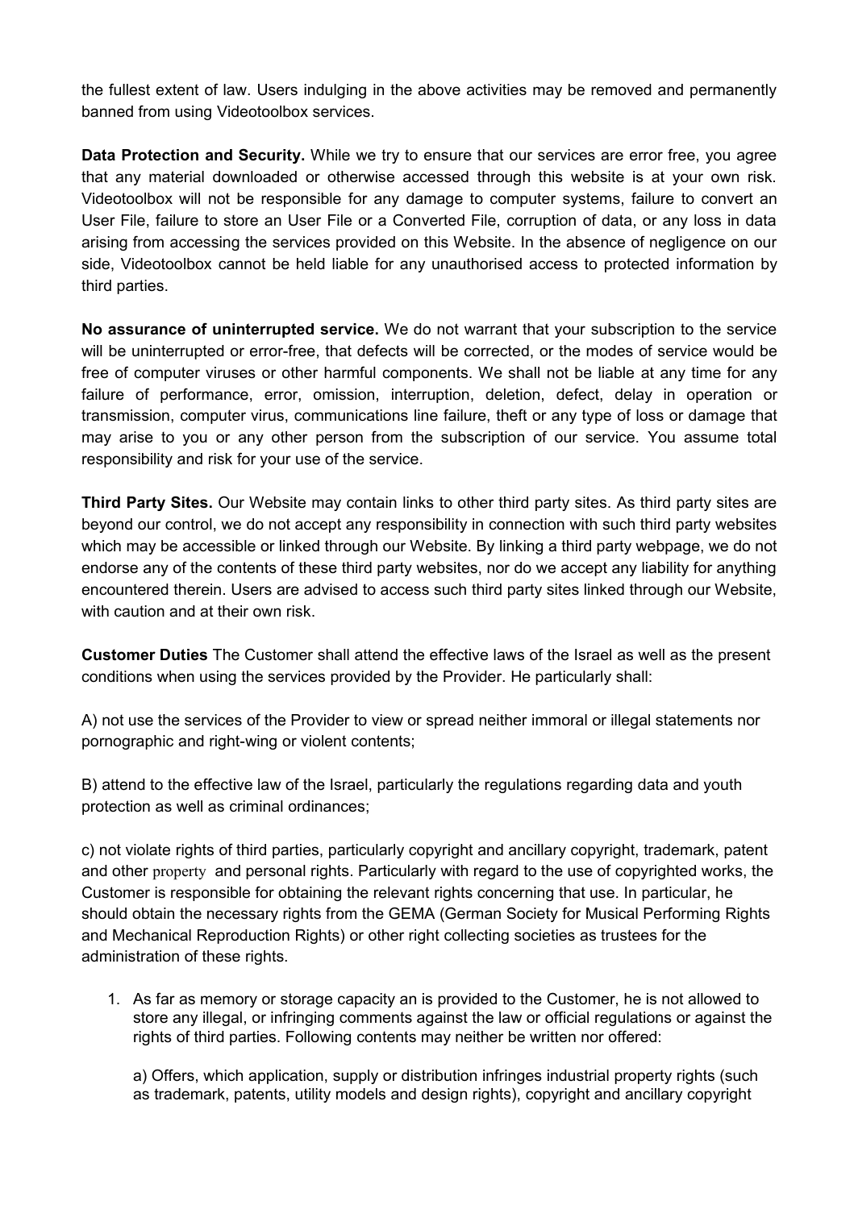the fullest extent of law. Users indulging in the above activities may be removed and permanently banned from using Videotoolbox services.

**Data Protection and Security.** While we try to ensure that our services are error free, you agree that any material downloaded or otherwise accessed through this website is at your own risk. Videotoolbox will not be responsible for any damage to computer systems, failure to convert an User File, failure to store an User File or a Converted File, corruption of data, or any loss in data arising from accessing the services provided on this Website. In the absence of negligence on our side, Videotoolbox cannot be held liable for any unauthorised access to protected information by third parties.

**No assurance of uninterrupted service.** We do not warrant that your subscription to the service will be uninterrupted or error-free, that defects will be corrected, or the modes of service would be free of computer viruses or other harmful components. We shall not be liable at any time for any failure of performance, error, omission, interruption, deletion, defect, delay in operation or transmission, computer virus, communications line failure, theft or any type of loss or damage that may arise to you or any other person from the subscription of our service. You assume total responsibility and risk for your use of the service.

**Third Party Sites.** Our Website may contain links to other third party sites. As third party sites are beyond our control, we do not accept any responsibility in connection with such third party websites which may be accessible or linked through our Website. By linking a third party webpage, we do not endorse any of the contents of these third party websites, nor do we accept any liability for anything encountered therein. Users are advised to access such third party sites linked through our Website, with caution and at their own risk.

**Customer Duties** The Customer shall attend the effective laws of the Israel as well as the present conditions when using the services provided by the Provider. He particularly shall:

A) not use the services of the Provider to view or spread neither immoral or illegal statements nor pornographic and right-wing or violent contents;

B) attend to the effective law of the Israel, particularly the regulations regarding data and youth protection as well as criminal ordinances;

c) not violate rights of third parties, particularly copyright and ancillary copyright, trademark, patent and other property and personal rights. Particularly with regard to the use of copyrighted works, the Customer is responsible for obtaining the relevant rights concerning that use. In particular, he should obtain the necessary rights from the GEMA (German Society for Musical Performing Rights and Mechanical Reproduction Rights) or other right collecting societies as trustees for the administration of these rights.

1. As far as memory or storage capacity an is provided to the Customer, he is not allowed to store any illegal, or infringing comments against the law or official regulations or against the rights of third parties. Following contents may neither be written nor offered:

   a) Offers, which application, supply or distribution infringes industrial property rights (such as trademark, patents, utility models and design rights), copyright and ancillary copyright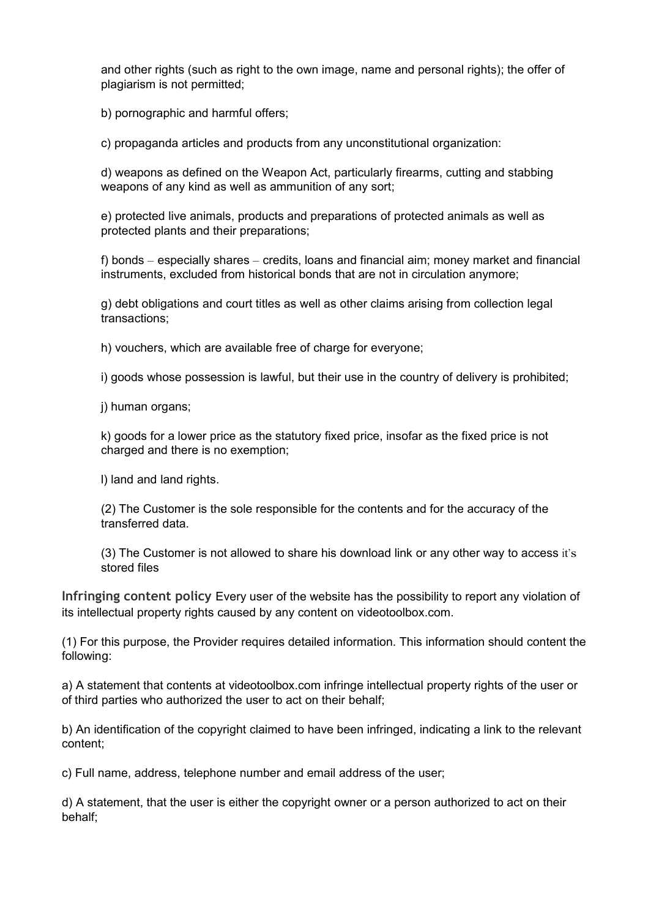and other rights (such as right to the own image, name and personal rights); the offer of plagiarism is not permitted;

b) pornographic and harmful offers;

c) propaganda articles and products from any unconstitutional organization:

d) weapons as defined on the Weapon Act, particularly firearms, cutting and stabbing weapons of any kind as well as ammunition of any sort;

e) protected live animals, products and preparations of protected animals as well as protected plants and their preparations;

f) bonds – especially shares – credits, loans and financial aim; money market and financial instruments, excluded from historical bonds that are not in circulation anymore;

g) debt obligations and court titles as well as other claims arising from collection legal transactions;

h) vouchers, which are available free of charge for everyone;

i) goods whose possession is lawful, but their use in the country of delivery is prohibited;

j) human organs;

k) goods for a lower price as the statutory fixed price, insofar as the fixed price is not charged and there is no exemption;

l) land and land rights.

(2) The Customer is the sole responsible for the contents and for the accuracy of the transferred data.

(3) The Customer is not allowed to share his download link or any other way to access it's stored files

**Infringing content policy** Every user of the website has the possibility to report any violation of its intellectual property rights caused by any content on videotoolbox.com.

(1) For this purpose, the Provider requires detailed information. This information should content the following:

a) A statement that contents at videotoolbox.com infringe intellectual property rights of the user or of third parties who authorized the user to act on their behalf;

b) An identification of the copyright claimed to have been infringed, indicating a link to the relevant content;

c) Full name, address, telephone number and email address of the user;

d) A statement, that the user is either the copyright owner or a person authorized to act on their behalf;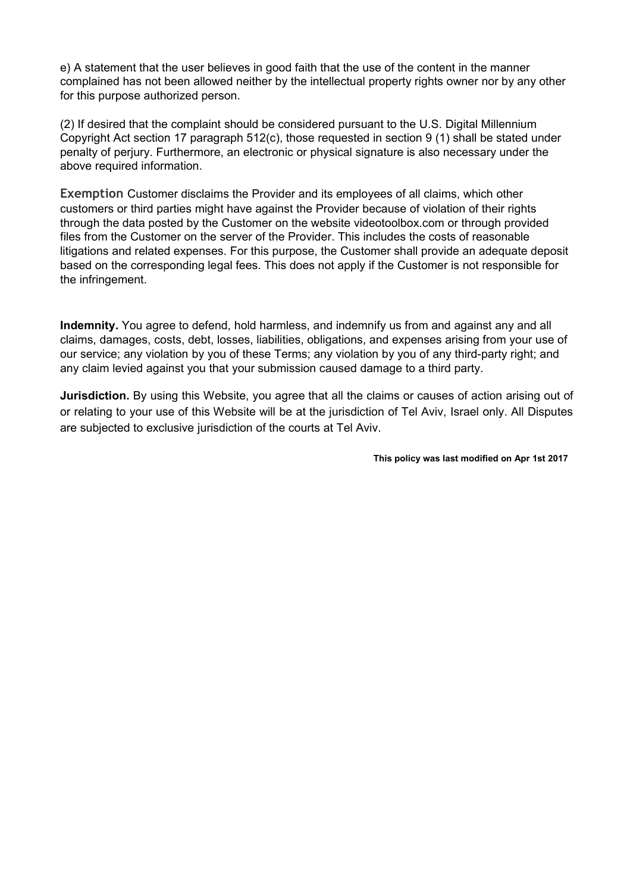e) A statement that the user believes in good faith that the use of the content in the manner complained has not been allowed neither by the intellectual property rights owner nor by any other for this purpose authorized person.

(2) If desired that the complaint should be considered pursuant to the U.S. Digital Millennium Copyright Act section 17 paragraph 512(c), those requested in section 9 (1) shall be stated under penalty of perjury. Furthermore, an electronic or physical signature is also necessary under the above required information.

**Exemption** Customer disclaims the Provider and its employees of all claims, which other customers or third parties might have against the Provider because of violation of their rights through the data posted by the Customer on the website videotoolbox.com or through provided files from the Customer on the server of the Provider. This includes the costs of reasonable litigations and related expenses. For this purpose, the Customer shall provide an adequate deposit based on the corresponding legal fees. This does not apply if the Customer is not responsible for the infringement.

**Indemnity.** You agree to defend, hold harmless, and indemnify us from and against any and all claims, damages, costs, debt, losses, liabilities, obligations, and expenses arising from your use of our service; any violation by you of these Terms; any violation by you of any third-party right; and any claim levied against you that your submission caused damage to a third party.

**Jurisdiction.** By using this Website, you agree that all the claims or causes of action arising out of or relating to your use of this Website will be at the jurisdiction of Tel Aviv, Israel only. All Disputes are subjected to exclusive jurisdiction of the courts at Tel Aviv.

**This policy was last modified on Apr 1st 2017**